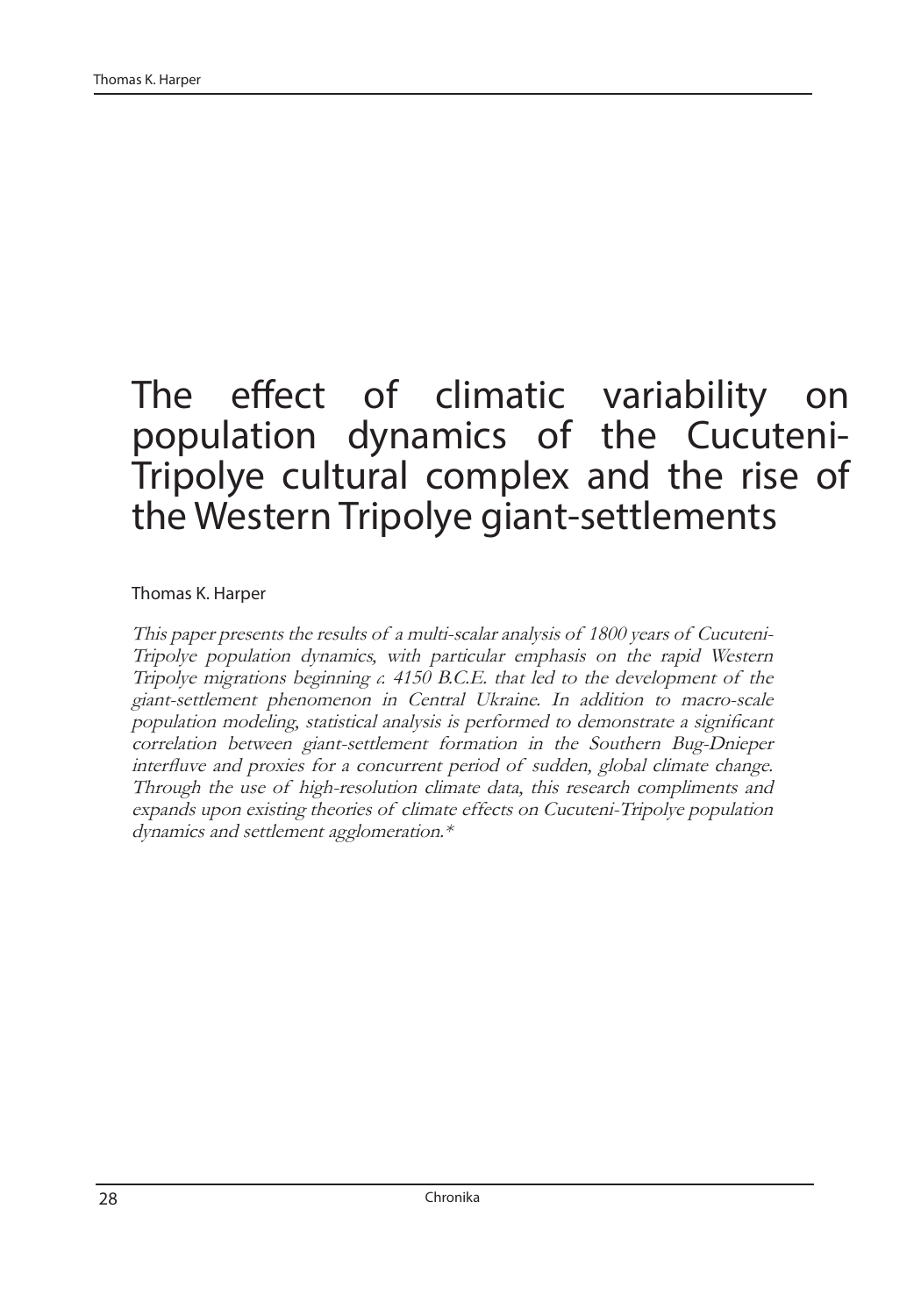# The effect of climatic variability on population dynamics of the Cucuteni-Tripolye cultural complex and the rise of the Western Tripolye giant-settlements

Thomas K. Harper

*This paper presents the results of a multi-scalar analysis of 1800 years of Cucuteni-Tripolye population dynamics, with particular emphasis on the rapid Western Tripolye migrations beginning c. 4150 B.C.E. that led to the development of the giant-settlement phenomenon in Central Ukraine. In addition to macro-scale population modeling, statistical analysis is performed to demonstrate a significant correlation between giant-settlement formation in the Southern Bug-Dnieper interfluve and proxies for a concurrent period of sudden, global climate change. Through the use of high-resolution climate data, this research compliments and expands upon existing theories of climate effects on Cucuteni-Tripolye population dynamics and settlement agglomeration.\**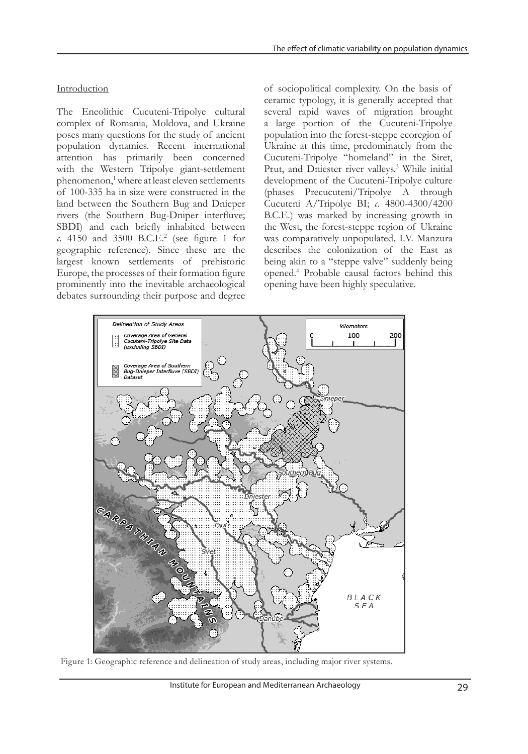## Introduction

The Eneolithic Cucuteni-Tripolye cultural complex of Romania, Moldova, and Ukraine poses many questions for the study of ancient population dynamics. Recent international attention has primarily been concerned with the Western Tripolye giant-settlement phenomenon,[1] where at least eleven settlements of 100-335 ha in size were constructed in the land between the Southern Bug and Dnieper rivers (the Southern Bug-Dniper interfluve; SBDI) and each briefly inhabited between *c.* 4150 and 3500 B.C.E.[2] (see figure 1 for geographic reference). Since these are the largest known settlements of prehistoric Europe, the processes of their formation figure prominently into the inevitable archaeological debates surrounding their purpose and degree of sociopolitical complexity. On the basis of ceramic typology, it is generally accepted that several rapid waves of migration brought a large portion of the Cucuteni-Tripolye population into the forest-steppe ecoregion of Ukraine at this time, predominately from the Cucuteni-Tripolye "homeland" in the Siret, Prut, and Dniester river valleys.[3] While initial development of the Cucuteni-Tripolye culture (phases Precucuteni/Tripolye A through Cucuteni A/Tripolye BI; *c.* 4800-4300/4200 B.C.E.) was marked by increasing growth in the West, the forest-steppe region of Ukraine was comparatively unpopulated. I.V. Manzura describes the colonization of the East as being akin to a "steppe valve" suddenly being opened.[4] Probable causal factors behind this opening have been highly speculative.

Figure 1: Geographic reference and delineation of study areas, including major river systems.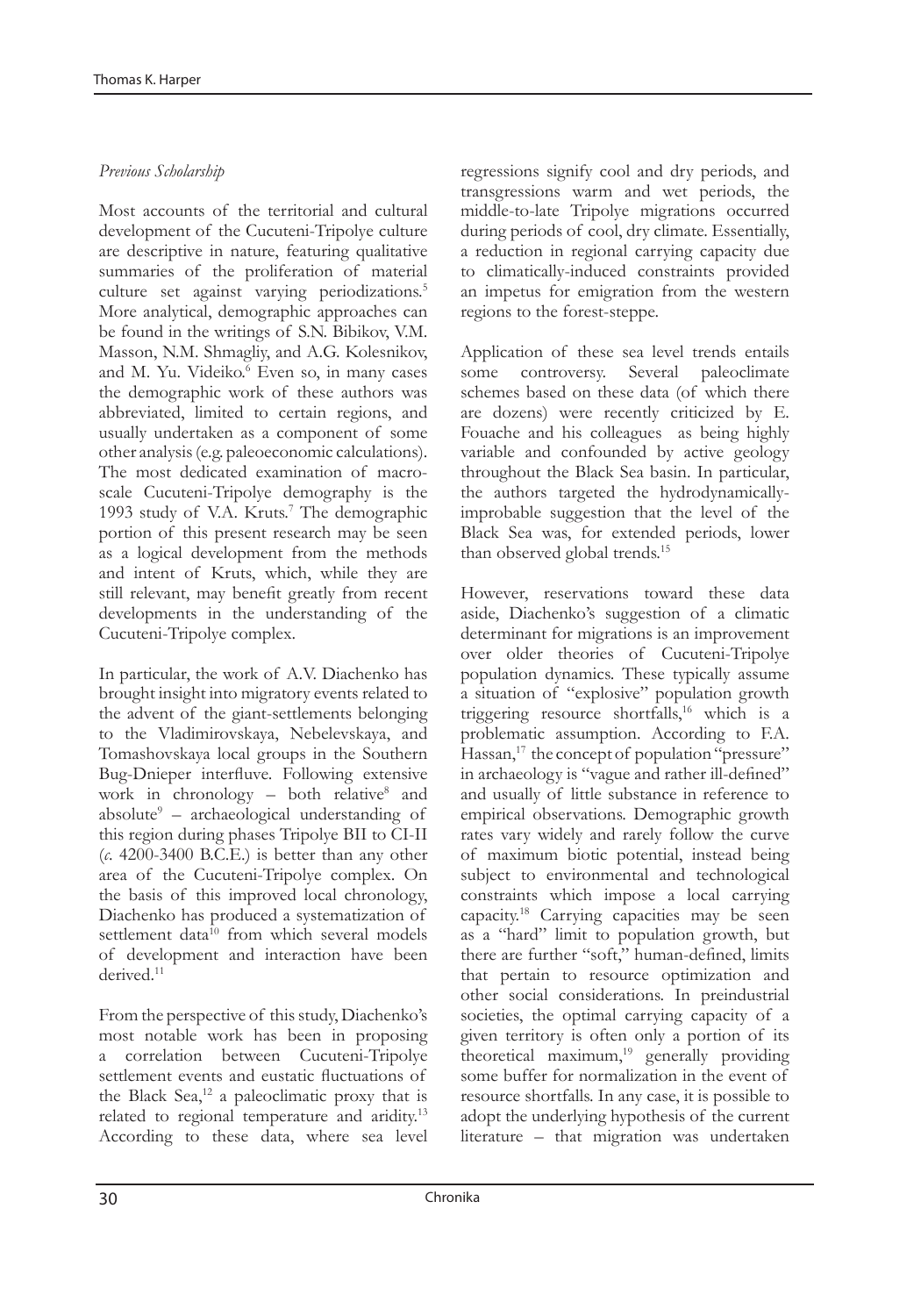*Previous Scholarship*

Most accounts of the territorial and cultural development of the Cucuteni-Tripolye culture are descriptive in nature, featuring qualitative summaries of the proliferation of material culture set against varying periodizations.[5] More analytical, demographic approaches can be found in the writings of S.N. Bibikov, V.M. Masson, N.M. Shmagliy, and A.G. Kolesnikov, and M. Yu. Videiko.[6] Even so, in many cases the demographic work of these authors was abbreviated, limited to certain regions, and usually undertaken as a component of some other analysis (e.g. paleoeconomic calculations). The most dedicated examination of macro-scale Cucuteni-Tripolye demography is the 1993 study of V.A. Kruts.[7] The demographic portion of this present research may be seen as a logical development from the methods and intent of Kruts, which, while they are still relevant, may benefit greatly from recent developments in the understanding of the Cucuteni-Tripolye complex.

In particular, the work of A.V. Diachenko has brought insight into migratory events related to the advent of the giant-settlements belonging to the Vladimirovskaya, Nebelevskaya, and Tomashovskaya local groups in the Southern Bug-Dnieper interfluve. Following extensive work in chronology – both relative[8] and absolute[9] – archaeological understanding of this region during phases Tripolye BII to CI-II (*c.* 4200-3400 B.C.E.) is better than any other area of the Cucuteni-Tripolye complex. On the basis of this improved local chronology, Diachenko has produced a systematization of settlement data[10] from which several models of development and interaction have been derived.[11]

From the perspective of this study, Diachenko's most notable work has been in proposing a correlation between Cucuteni-Tripolye settlement events and eustatic fluctuations of the Black Sea,[12] a paleoclimatic proxy that is related to regional temperature and aridity.[13] According to these data, where sea level regressions signify cool and dry periods, and transgressions warm and wet periods, the middle-to-late Tripolye migrations occurred during periods of cool, dry climate. Essentially, a reduction in regional carrying capacity due to climatically-induced constraints provided an impetus for emigration from the western regions to the forest-steppe.

Application of these sea level trends entails some controversy. Several paleoclimate schemes based on these data (of which there are dozens) were recently criticized by E. Fouache and his colleagues as being highly variable and confounded by active geology throughout the Black Sea basin. In particular, the authors targeted the hydrodynamically-improbable suggestion that the level of the Black Sea was, for extended periods, lower than observed global trends.[15]

However, reservations toward these data aside, Diachenko's suggestion of a climatic determinant for migrations is an improvement over older theories of Cucuteni-Tripolye population dynamics. These typically assume a situation of "explosive" population growth triggering resource shortfalls,[16] which is a problematic assumption. According to F.A. Hassan,[17] the concept of population "pressure" in archaeology is "vague and rather ill-defined" and usually of little substance in reference to empirical observations. Demographic growth rates vary widely and rarely follow the curve of maximum biotic potential, instead being subject to environmental and technological constraints which impose a local carrying capacity.[18] Carrying capacities may be seen as a "hard" limit to population growth, but there are further "soft," human-defined, limits that pertain to resource optimization and other social considerations. In preindustrial societies, the optimal carrying capacity of a given territory is often only a portion of its theoretical maximum,[19] generally providing some buffer for normalization in the event of resource shortfalls. In any case, it is possible to adopt the underlying hypothesis of the current literature – that migration was undertaken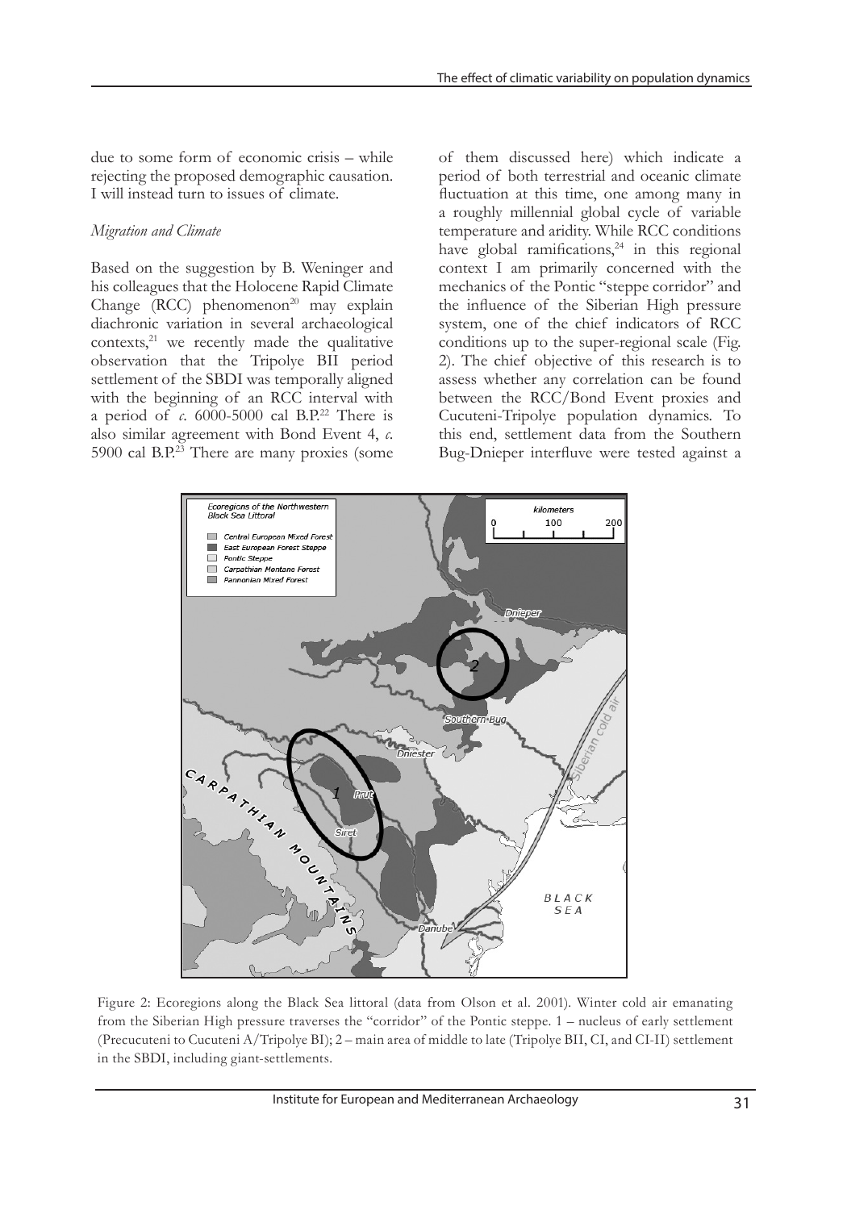due to some form of economic crisis – while rejecting the proposed demographic causation. I will instead turn to issues of climate.

*Migration and Climate*

Based on the suggestion by B. Weninger and his colleagues that the Holocene Rapid Climate Change (RCC) phenomenon[20] may explain diachronic variation in several archaeological contexts,[21] we recently made the qualitative observation that the Tripolye BII period settlement of the SBDI was temporally aligned with the beginning of an RCC interval with a period of *c.* 6000-5000 cal B.P.[22] There is also similar agreement with Bond Event 4, *c.* 5900 cal B.P.[23] There are many proxies (some of them discussed here) which indicate a period of both terrestrial and oceanic climate fluctuation at this time, one among many in a roughly millennial global cycle of variable temperature and aridity. While RCC conditions have global ramifications,[24] in this regional context I am primarily concerned with the mechanics of the Pontic "steppe corridor" and the influence of the Siberian High pressure system, one of the chief indicators of RCC conditions up to the super-regional scale (Fig. 2). The chief objective of this research is to assess whether any correlation can be found between the RCC/Bond Event proxies and Cucuteni-Tripolye population dynamics. To this end, settlement data from the Southern Bug-Dnieper interfluve were tested against a

Figure 2: Ecoregions along the Black Sea littoral (data from Olson et al. 2001). Winter cold air emanating from the Siberian High pressure traverses the "corridor" of the Pontic steppe. 1 – nucleus of early settlement (Precucuteni to Cucuteni A/Tripolye BI); 2 – main area of middle to late (Tripolye BII, CI, and CI-II) settlement in the SBDI, including giant-settlements.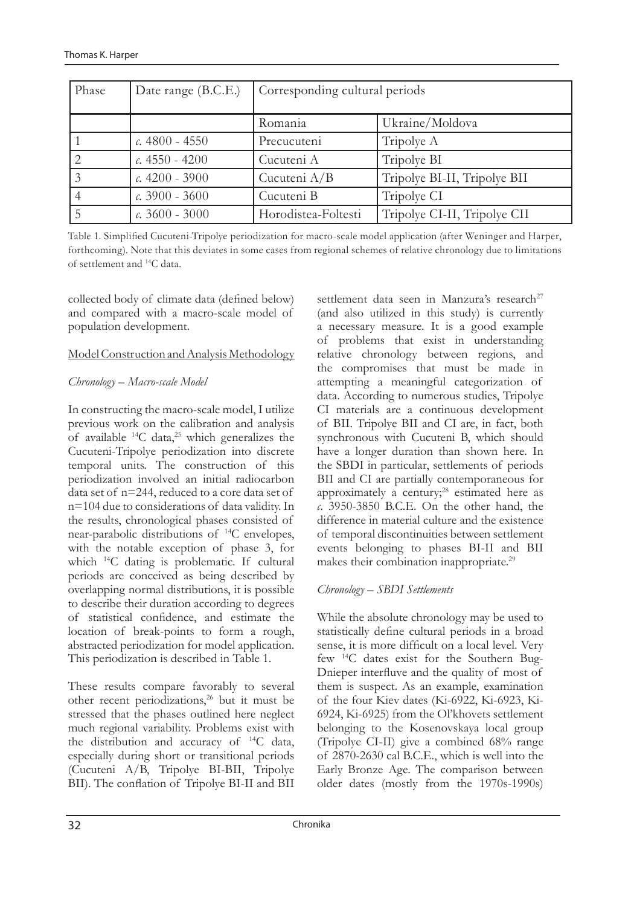| Phase | Date range (B.C.E.) | Corresponding cultural periods | |
|---|---|---|---|
| | | Romania | Ukraine/Moldova |
| 1 | *c.* 4800 - 4550 | Precucuteni | Tripolye A |
| 2 | *c.* 4550 - 4200 | Cucuteni A | Tripolye BI |
| 3 | *c.* 4200 - 3900 | Cucuteni A/B | Tripolye BI-II, Tripolye BII |
| 4 | *c.* 3900 - 3600 | Cucuteni B | Tripolye CI |
| 5 | *c.* 3600 - 3000 | Horodistea-Foltesti | Tripolye CI-II, Tripolye CII |

Table 1. Simplified Cucuteni-Tripolye periodization for macro-scale model application (after Weninger and Harper, forthcoming). Note that this deviates in some cases from regional schemes of relative chronology due to limitations of settlement and $^{14}$C data.

collected body of climate data (defined below) and compared with a macro-scale model of population development.

## Model Construction and Analysis Methodology

### *Chronology – Macro-scale Model*

In constructing the macro-scale model, I utilize previous work on the calibration and analysis of available $^{14}$C data,[25] which generalizes the Cucuteni-Tripolye periodization into discrete temporal units. The construction of this periodization involved an initial radiocarbon data set of n=244, reduced to a core data set of n=104 due to considerations of data validity. In the results, chronological phases consisted of near-parabolic distributions of $^{14}$C envelopes, with the notable exception of phase 3, for which $^{14}$C dating is problematic. If cultural periods are conceived as being described by overlapping normal distributions, it is possible to describe their duration according to degrees of statistical confidence, and estimate the location of break-points to form a rough, abstracted periodization for model application. This periodization is described in Table 1.

These results compare favorably to several other recent periodizations,[26] but it must be stressed that the phases outlined here neglect much regional variability. Problems exist with the distribution and accuracy of $^{14}$C data, especially during short or transitional periods (Cucuteni A/B, Tripolye BI-BII, Tripolye BII). The conflation of Tripolye BI-II and BII settlement data seen in Manzura's research[27] (and also utilized in this study) is currently a necessary measure. It is a good example of problems that exist in understanding relative chronology between regions, and the compromises that must be made in attempting a meaningful categorization of data. According to numerous studies, Tripolye CI materials are a continuous development of BII. Tripolye BII and CI are, in fact, both synchronous with Cucuteni B, which should have a longer duration than shown here. In the SBDI in particular, settlements of periods BII and CI are partially contemporaneous for approximately a century;[28] estimated here as *c.* 3950-3850 B.C.E. On the other hand, the difference in material culture and the existence of temporal discontinuities between settlement events belonging to phases BI-II and BII makes their combination inappropriate.[29]

### *Chronology – SBDI Settlements*

While the absolute chronology may be used to statistically define cultural periods in a broad sense, it is more difficult on a local level. Very few $^{14}$C dates exist for the Southern Bug-Dnieper interfluve and the quality of most of them is suspect. As an example, examination of the four Kiev dates (Ki-6922, Ki-6923, Ki-6924, Ki-6925) from the Ol'khovets settlement belonging to the Kosenovskaya local group (Tripolye CI-II) give a combined 68% range of 2870-2630 cal B.C.E., which is well into the Early Bronze Age. The comparison between older dates (mostly from the 1970s-1990s)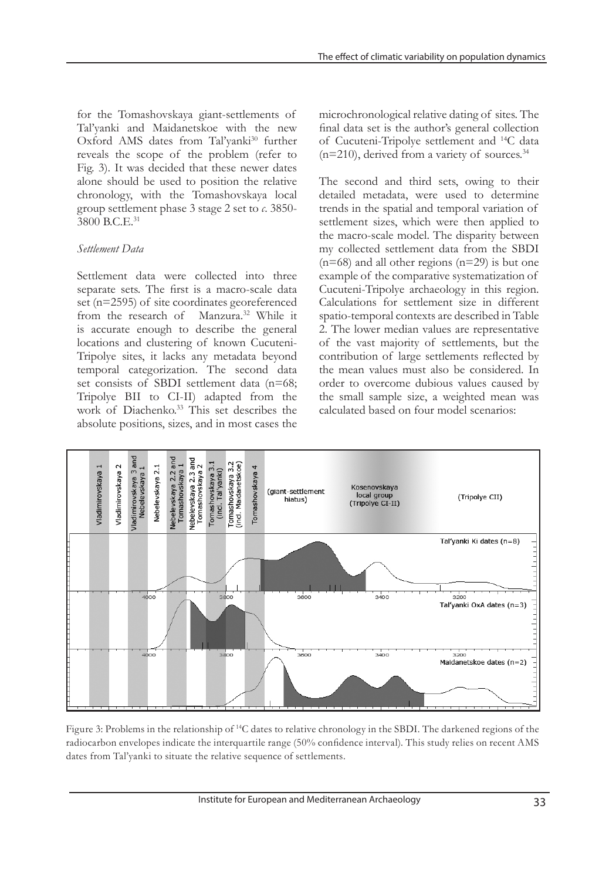for the Tomashovskaya giant-settlements of Tal'yanki and Maidanetskoe with the new Oxford AMS dates from Tal'yanki[30] further reveals the scope of the problem (refer to Fig. 3). It was decided that these newer dates alone should be used to position the relative chronology, with the Tomashovskaya local group settlement phase 3 stage 2 set to *c.* 3850-3800 B.C.E.[31]

*Settlement Data*

Settlement data were collected into three separate sets. The first is a macro-scale data set (n=2595) of site coordinates georeferenced from the research of Manzura.[32] While it is accurate enough to describe the general locations and clustering of known Cucuteni-Tripolye sites, it lacks any metadata beyond temporal categorization. The second data set consists of SBDI settlement data (n=68; Tripolye BII to CI-II) adapted from the work of Diachenko.[33] This set describes the absolute positions, sizes, and in most cases the microchronological relative dating of sites. The final data set is the author's general collection of Cucuteni-Tripolye settlement and $^{14}C$ data (n=210), derived from a variety of sources.[34]

The second and third sets, owing to their detailed metadata, were used to determine trends in the spatial and temporal variation of settlement sizes, which were then applied to the macro-scale model. The disparity between my collected settlement data from the SBDI (n=68) and all other regions (n=29) is but one example of the comparative systematization of Cucuteni-Tripolye archaeology in this region. Calculations for settlement size in different spatio-temporal contexts are described in Table 2. The lower median values are representative of the vast majority of settlements, but the contribution of large settlements reflected by the mean values must also be considered. In order to overcome dubious values caused by the small sample size, a weighted mean was calculated based on four model scenarios:

Figure 3: Problems in the relationship of $^{14}C$ dates to relative chronology in the SBDI. The darkened regions of the radiocarbon envelopes indicate the interquartile range (50% confidence interval). This study relies on recent AMS dates from Tal'yanki to situate the relative sequence of settlements.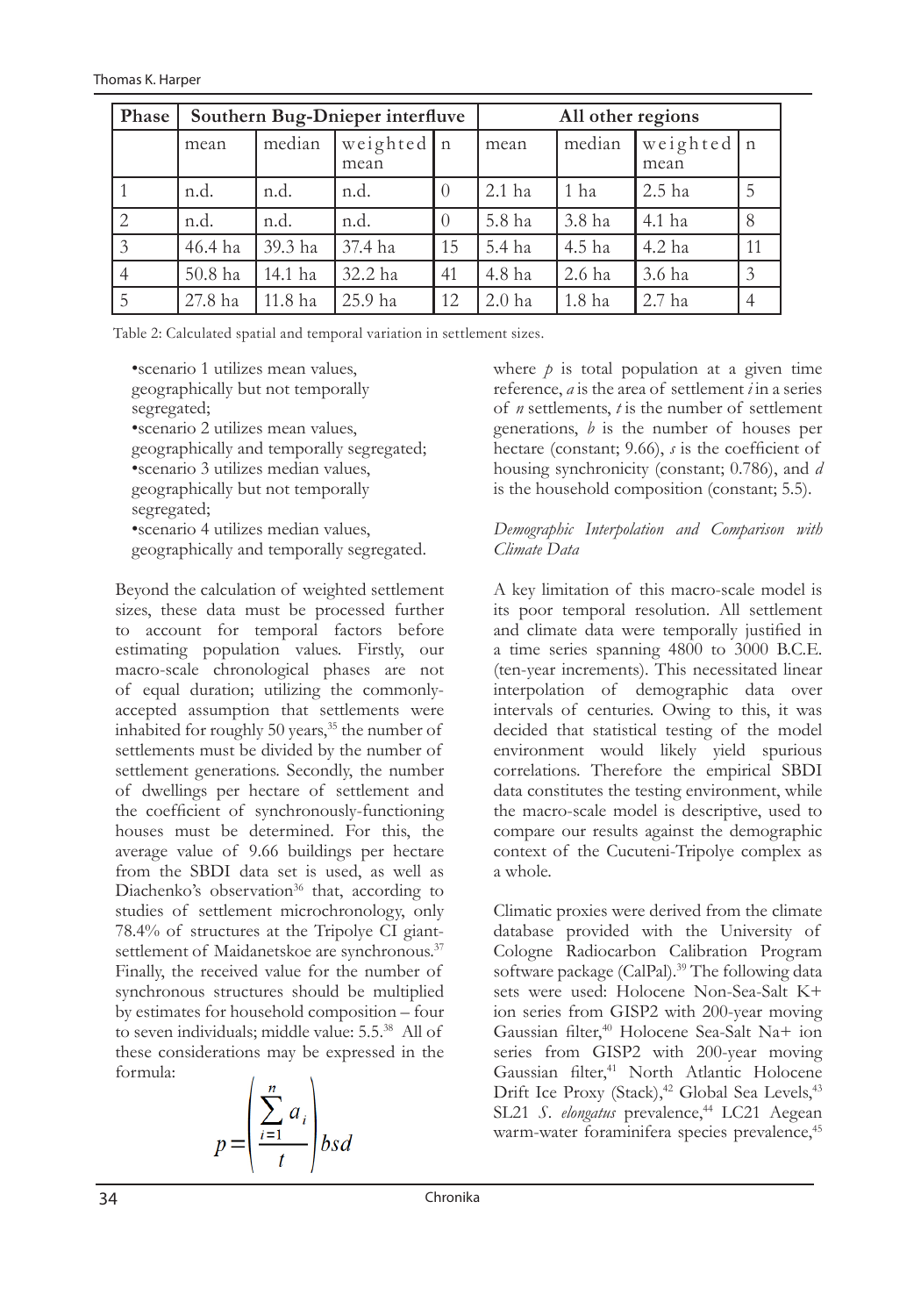| Phase | Southern Bug-Dnieper interfluve | | | | All other regions | | | |
|---|---|---|---|---|---|---|---|---|
| | mean | median | weighted mean | n | mean | median | weighted mean | n |
| 1 | n.d. | n.d. | n.d. | 0 | 2.1 ha | 1 ha | 2.5 ha | 5 |
| 2 | n.d. | n.d. | n.d. | 0 | 5.8 ha | 3.8 ha | 4.1 ha | 8 |
| 3 | 46.4 ha | 39.3 ha | 37.4 ha | 15 | 5.4 ha | 4.5 ha | 4.2 ha | 11 |
| 4 | 50.8 ha | 14.1 ha | 32.2 ha | 41 | 4.8 ha | 2.6 ha | 3.6 ha | 3 |
| 5 | 27.8 ha | 11.8 ha | 25.9 ha | 12 | 2.0 ha | 1.8 ha | 2.7 ha | 4 |

Table 2: Calculated spatial and temporal variation in settlement sizes.

- scenario 1 utilizes mean values, geographically but not temporally segregated;
- scenario 2 utilizes mean values, geographically and temporally segregated;
- scenario 3 utilizes median values, geographically but not temporally segregated;
- scenario 4 utilizes median values, geographically and temporally segregated.

Beyond the calculation of weighted settlement sizes, these data must be processed further to account for temporal factors before estimating population values. Firstly, our macro-scale chronological phases are not of equal duration; utilizing the commonly-accepted assumption that settlements were inhabited for roughly 50 years,[35] the number of settlements must be divided by the number of settlement generations. Secondly, the number of dwellings per hectare of settlement and the coefficient of synchronously-functioning houses must be determined. For this, the average value of 9.66 buildings per hectare from the SBDI data set is used, as well as Diachenko's observation[36] that, according to studies of settlement microchronology, only 78.4% of structures at the Tripolye CI giant-settlement of Maidanetskoe are synchronous.[37] Finally, the received value for the number of synchronous structures should be multiplied by estimates for household composition – four to seven individuals; middle value: 5.5.[38] All of these considerations may be expressed in the formula:

$$p = \left( \frac{\sum_{i=1}^{n} a_i}{t} \right) bsd$$

where $p$ is total population at a given time reference, $a$ is the area of settlement $i$ in a series of $n$ settlements, $t$ is the number of settlement generations, $b$ is the number of houses per hectare (constant; 9.66), $s$ is the coefficient of housing synchronicity (constant; 0.786), and $d$ is the household composition (constant; 5.5).

*Demographic Interpolation and Comparison with Climate Data*

A key limitation of this macro-scale model is its poor temporal resolution. All settlement and climate data were temporally justified in a time series spanning 4800 to 3000 B.C.E. (ten-year increments). This necessitated linear interpolation of demographic data over intervals of centuries. Owing to this, it was decided that statistical testing of the model environment would likely yield spurious correlations. Therefore the empirical SBDI data constitutes the testing environment, while the macro-scale model is descriptive, used to compare our results against the demographic context of the Cucuteni-Tripolye complex as a whole.

Climatic proxies were derived from the climate database provided with the University of Cologne Radiocarbon Calibration Program software package (CalPal).[39] The following data sets were used: Holocene Non-Sea-Salt K+ ion series from GISP2 with 200-year moving Gaussian filter,[40] Holocene Sea-Salt Na+ ion series from GISP2 with 200-year moving Gaussian filter,[41] North Atlantic Holocene Drift Ice Proxy (Stack),[42] Global Sea Levels,[43] SL21 *S. elongatus* prevalence,[44] LC21 Aegean warm-water foraminifera species prevalence,[45]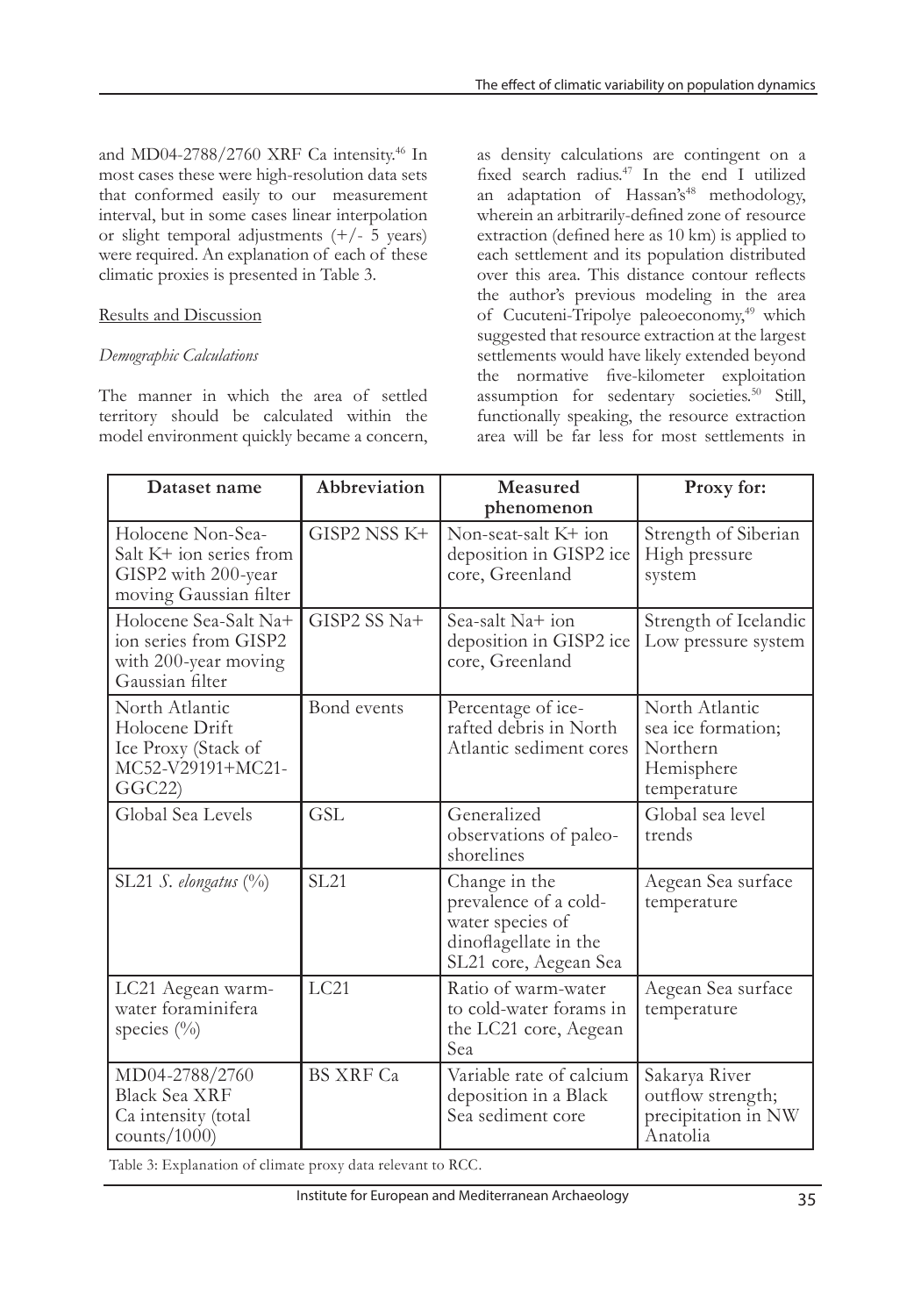and MD04-2788/2760 XRF Ca intensity.[46] In most cases these were high-resolution data sets that conformed easily to our measurement interval, but in some cases linear interpolation or slight temporal adjustments (+/- 5 years) were required. An explanation of each of these climatic proxies is presented in Table 3.

## Results and Discussion

### *Demographic Calculations*

The manner in which the area of settled territory should be calculated within the model environment quickly became a concern, as density calculations are contingent on a fixed search radius.[47] In the end I utilized an adaptation of Hassan's[48] methodology, wherein an arbitrarily-defined zone of resource extraction (defined here as 10 km) is applied to each settlement and its population distributed over this area. This distance contour reflects the author's previous modeling in the area of Cucuteni-Tripolye paleoeconomy,[49] which suggested that resource extraction at the largest settlements would have likely extended beyond the normative five-kilometer exploitation assumption for sedentary societies.[50] Still, functionally speaking, the resource extraction area will be far less for most settlements in

| Dataset name | Abbreviation | Measured phenomenon | Proxy for: |
|---|---|---|---|
| Holocene Non-Sea-Salt K+ ion series from GISP2 with 200-year moving Gaussian filter | GISP2 NSS K+ | Non-seat-salt K+ ion deposition in GISP2 ice core, Greenland | Strength of Siberian High pressure system |
| Holocene Sea-Salt Na+ ion series from GISP2 with 200-year moving Gaussian filter | GISP2 SS Na+ | Sea-salt Na+ ion deposition in GISP2 ice core, Greenland | Strength of Icelandic Low pressure system |
| North Atlantic Holocene Drift Ice Proxy (Stack of MC52-V29191+MC21-GGC22) | Bond events | Percentage of ice-rafted debris in North Atlantic sediment cores | North Atlantic sea ice formation; Northern Hemisphere temperature |
| Global Sea Levels | GSL | Generalized observations of paleo-shorelines | Global sea level trends |
| SL21 *S. elongatus* (%) | SL21 | Change in the prevalence of a cold-water species of dinoflagellate in the SL21 core, Aegean Sea | Aegean Sea surface temperature |
| LC21 Aegean warm-water foraminifera species (%) | LC21 | Ratio of warm-water to cold-water forams in the LC21 core, Aegean Sea | Aegean Sea surface temperature |
| MD04-2788/2760 Black Sea XRF Ca intensity (total counts/1000) | BS XRF Ca | Variable rate of calcium deposition in a Black Sea sediment core | Sakarya River outflow strength; precipitation in NW Anatolia |

Table 3: Explanation of climate proxy data relevant to RCC.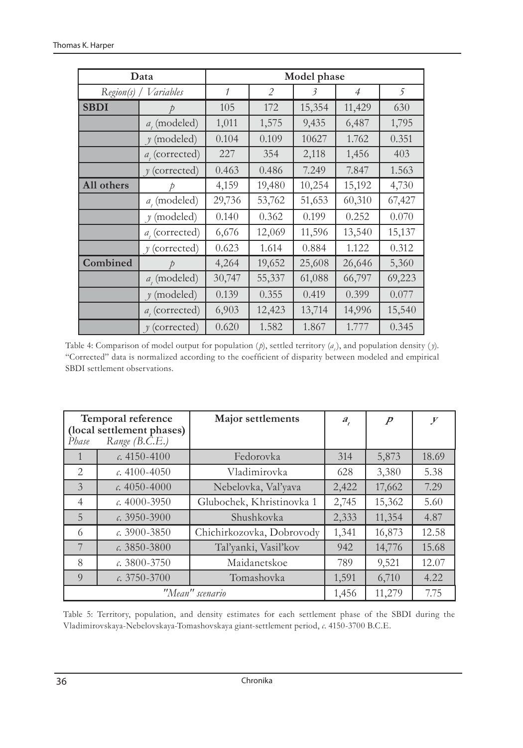| Data | | Model phase | | | | |
|---|---|---|---|---|---|---|
| *Region(s) / Variables* | | *1* | *2* | *3* | *4* | *5* |
| **SBDI** | $p$ | 105 | 172 | 15,354 | 11,429 | 630 |
| | $a_t$ (modeled) | 1,011 | 1,575 | 9,435 | 6,487 | 1,795 |
| | $y$ (modeled) | 0.104 | 0.109 | 10627 | 1.762 | 0.351 |
| | $a_t$ (corrected) | 227 | 354 | 2,118 | 1,456 | 403 |
| | $y$ (corrected) | 0.463 | 0.486 | 7.249 | 7.847 | 1.563 |
| **All others** | $p$ | 4,159 | 19,480 | 10,254 | 15,192 | 4,730 |
| | $a_t$ (modeled) | 29,736 | 53,762 | 51,653 | 60,310 | 67,427 |
| | $y$ (modeled) | 0.140 | 0.362 | 0.199 | 0.252 | 0.070 |
| | $a_t$ (corrected) | 6,676 | 12,069 | 11,596 | 13,540 | 15,137 |
| | $y$ (corrected) | 0.623 | 1.614 | 0.884 | 1.122 | 0.312 |
| **Combined** | $p$ | 4,264 | 19,652 | 25,608 | 26,646 | 5,360 |
| | $a_t$ (modeled) | 30,747 | 55,337 | 61,088 | 66,797 | 69,223 |
| | $y$ (modeled) | 0.139 | 0.355 | 0.419 | 0.399 | 0.077 |
| | $a_t$ (corrected) | 6,903 | 12,423 | 13,714 | 14,996 | 15,540 |
| | $y$ (corrected) | 0.620 | 1.582 | 1.867 | 1.777 | 0.345 |

Table 4: Comparison of model output for population ($p$), settled territory ($a_t$), and population density ($y$). "Corrected" data is normalized according to the coefficient of disparity between modeled and empirical SBDI settlement observations.

| Temporal reference (local settlement phases) | | Major settlements | $a_t$ | $p$ | $y$ |
|---|---|---|---|---|---|
| *Phase* | *Range (B.C.E.)* | | | | |
| 1 | *c.* 4150-4100 | Fedorovka | 314 | 5,873 | 18.69 |
| 2 | *c.* 4100-4050 | Vladimirovka | 628 | 3,380 | 5.38 |
| 3 | *c.* 4050-4000 | Nebelovka, Val'yava | 2,422 | 17,662 | 7.29 |
| 4 | *c.* 4000-3950 | Glubochek, Khristinovka 1 | 2,745 | 15,362 | 5.60 |
| 5 | *c.* 3950-3900 | Shushkovka | 2,333 | 11,354 | 4.87 |
| 6 | *c.* 3900-3850 | Chichirkozovka, Dobrovody | 1,341 | 16,873 | 12.58 |
| 7 | *c.* 3850-3800 | Tal'yanki, Vasil'kov | 942 | 14,776 | 15.68 |
| 8 | *c.* 3800-3750 | Maidanetskoe | 789 | 9,521 | 12.07 |
| 9 | *c.* 3750-3700 | Tomashovka | 1,591 | 6,710 | 4.22 |
| *"Mean" scenario* | | | 1,456 | 11,279 | 7.75 |

Table 5: Territory, population, and density estimates for each settlement phase of the SBDI during the Vladimirovskaya-Nebelovskaya-Tomashovskaya giant-settlement period, *c.* 4150-3700 B.C.E.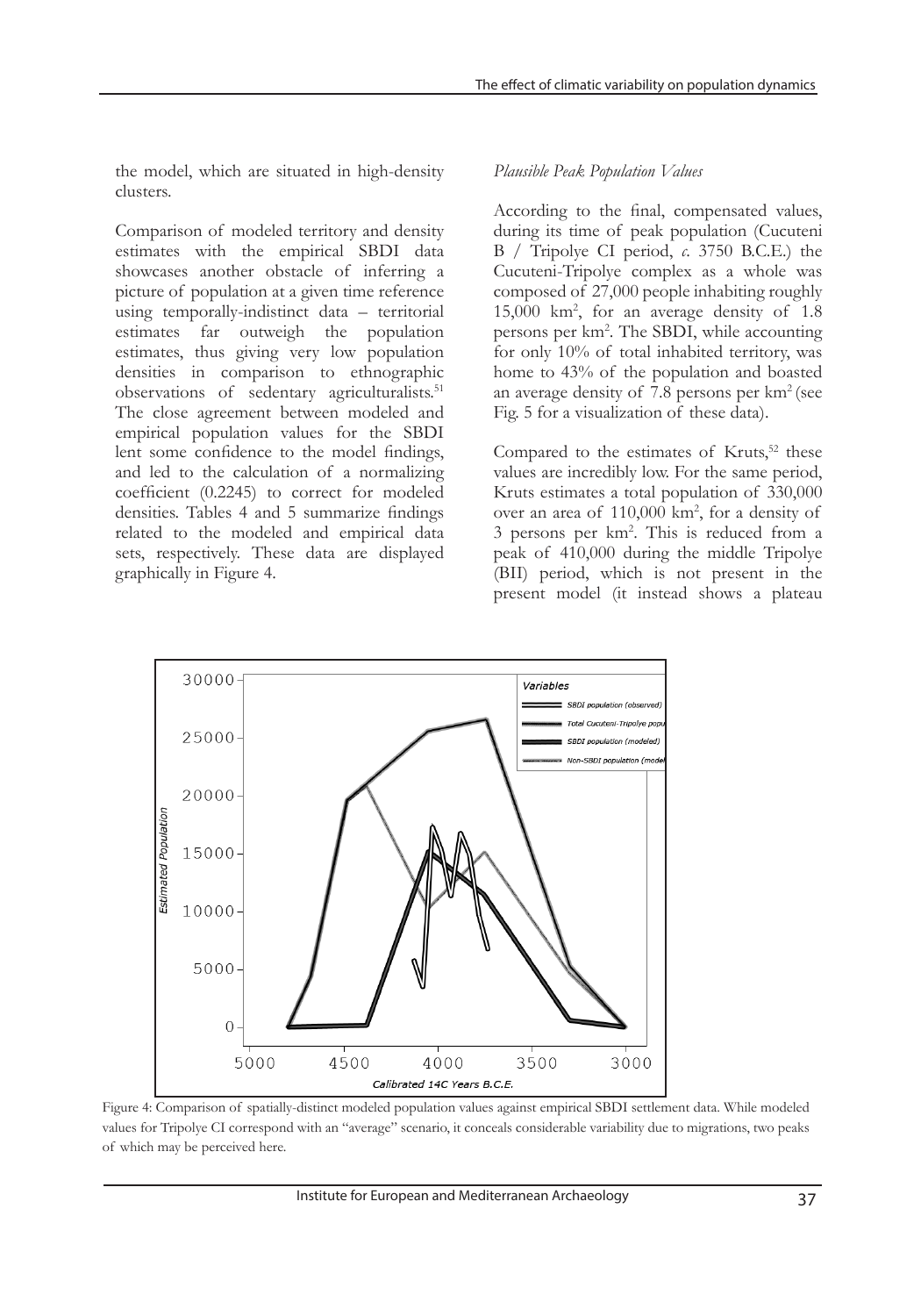the model, which are situated in high-density clusters.

Comparison of modeled territory and density estimates with the empirical SBDI data showcases another obstacle of inferring a picture of population at a given time reference using temporally-indistinct data – territorial estimates far outweigh the population estimates, thus giving very low population densities in comparison to ethnographic observations of sedentary agriculturalists.[51] The close agreement between modeled and empirical population values for the SBDI lent some confidence to the model findings, and led to the calculation of a normalizing coefficient (0.2245) to correct for modeled densities. Tables 4 and 5 summarize findings related to the modeled and empirical data sets, respectively. These data are displayed graphically in Figure 4.

*Plausible Peak Population Values*

According to the final, compensated values, during its time of peak population (Cucuteni B / Tripolye CI period, *c.* 3750 B.C.E.) the Cucuteni-Tripolye complex as a whole was composed of 27,000 people inhabiting roughly 15,000 km$^2$, for an average density of 1.8 persons per km$^2$. The SBDI, while accounting for only 10% of total inhabited territory, was home to 43% of the population and boasted an average density of 7.8 persons per km$^2$ (see Fig. 5 for a visualization of these data).

Compared to the estimates of Kruts,[52] these values are incredibly low. For the same period, Kruts estimates a total population of 330,000 over an area of 110,000 km$^2$, for a density of 3 persons per km$^2$. This is reduced from a peak of 410,000 during the middle Tripolye (BII) period, which is not present in the present model (it instead shows a plateau

Figure 4: Comparison of spatially-distinct modeled population values against empirical SBDI settlement data. While modeled values for Tripolye CI correspond with an "average" scenario, it conceals considerable variability due to migrations, two peaks of which may be perceived here.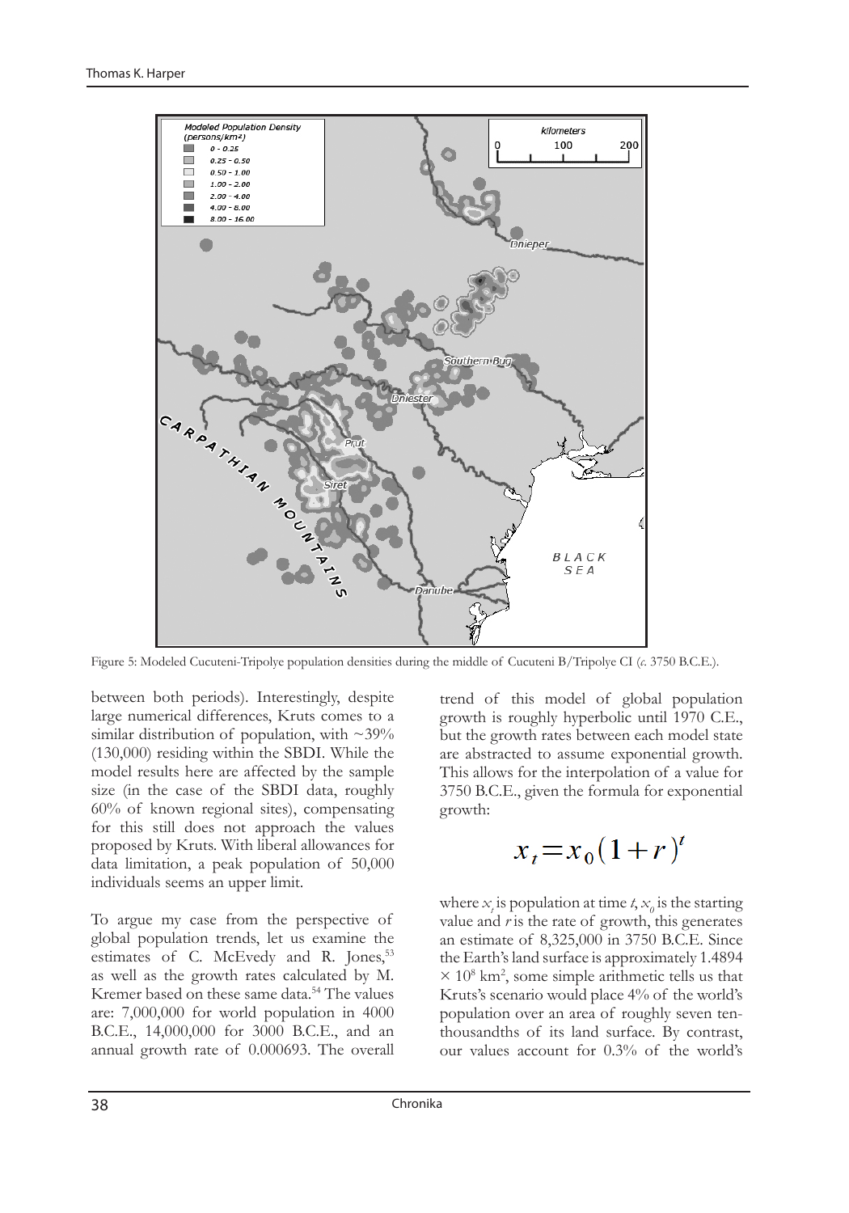Figure 5: Modeled Cucuteni-Tripolye population densities during the middle of Cucuteni B/Tripolye CI (*c.* 3750 B.C.E.).

between both periods). Interestingly, despite large numerical differences, Kruts comes to a similar distribution of population, with ~39% (130,000) residing within the SBDI. While the model results here are affected by the sample size (in the case of the SBDI data, roughly 60% of known regional sites), compensating for this still does not approach the values proposed by Kruts. With liberal allowances for data limitation, a peak population of 50,000 individuals seems an upper limit.

To argue my case from the perspective of global population trends, let us examine the estimates of C. McEvedy and R. Jones,[53] as well as the growth rates calculated by M. Kremer based on these same data.[54] The values are: 7,000,000 for world population in 4000 B.C.E., 14,000,000 for 3000 B.C.E., and an annual growth rate of 0.000693. The overall trend of this model of global population growth is roughly hyperbolic until 1970 C.E., but the growth rates between each model state are abstracted to assume exponential growth. This allows for the interpolation of a value for 3750 B.C.E., given the formula for exponential growth:

$$x_t = x_0(1+r)^t$$

where $x_t$ is population at time $t$, $x_0$ is the starting value and $r$ is the rate of growth, this generates an estimate of 8,325,000 in 3750 B.C.E. Since the Earth's land surface is approximately $1.4894 \times 10^8$ km$^2$, some simple arithmetic tells us that Kruts's scenario would place 4% of the world's population over an area of roughly seven ten-thousandths of its land surface. By contrast, our values account for 0.3% of the world's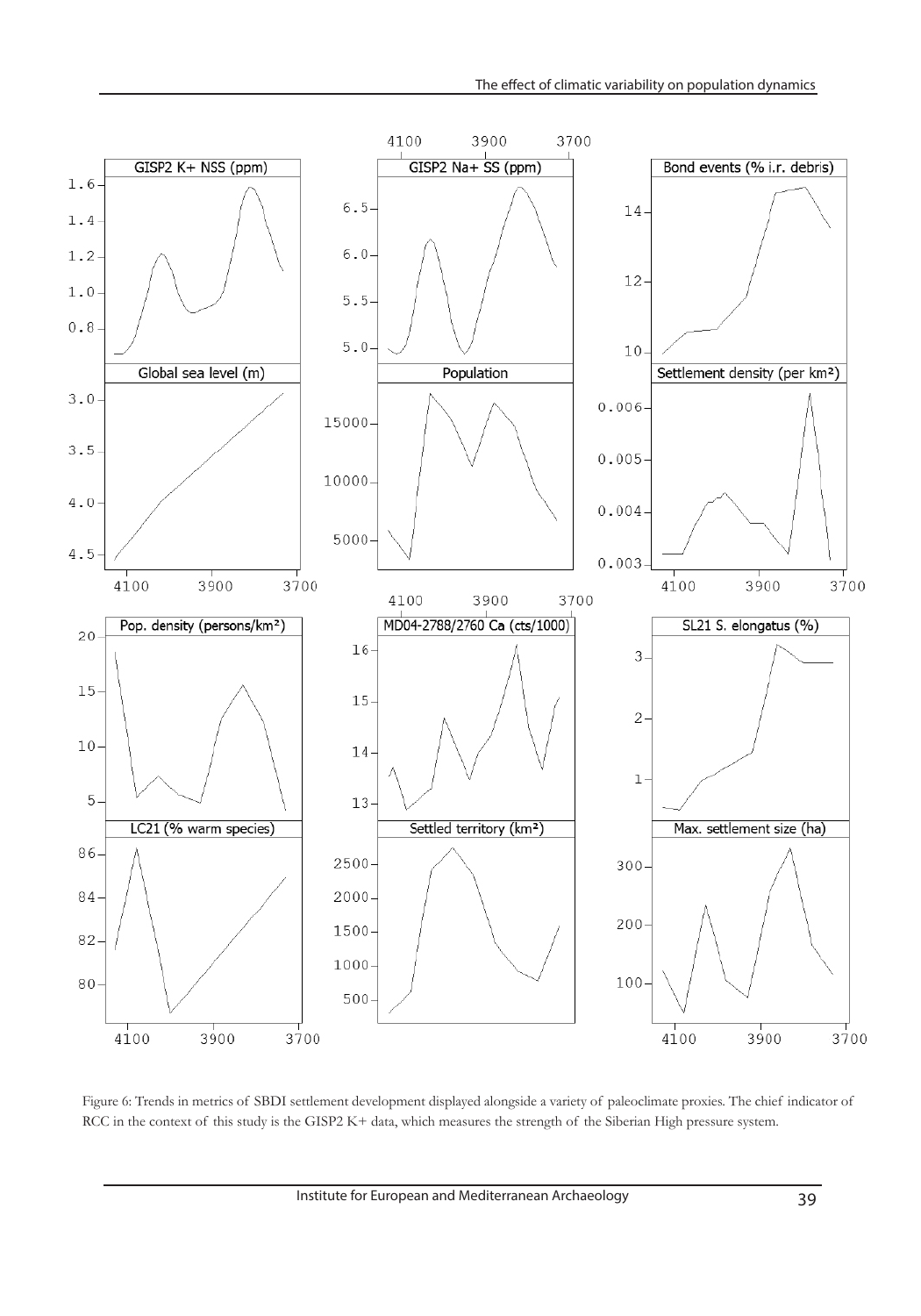Figure 6: Trends in metrics of SBDI settlement development displayed alongside a variety of paleoclimate proxies. The chief indicator of RCC in the context of this study is the GISP2 K+ data, which measures the strength of the Siberian High pressure system.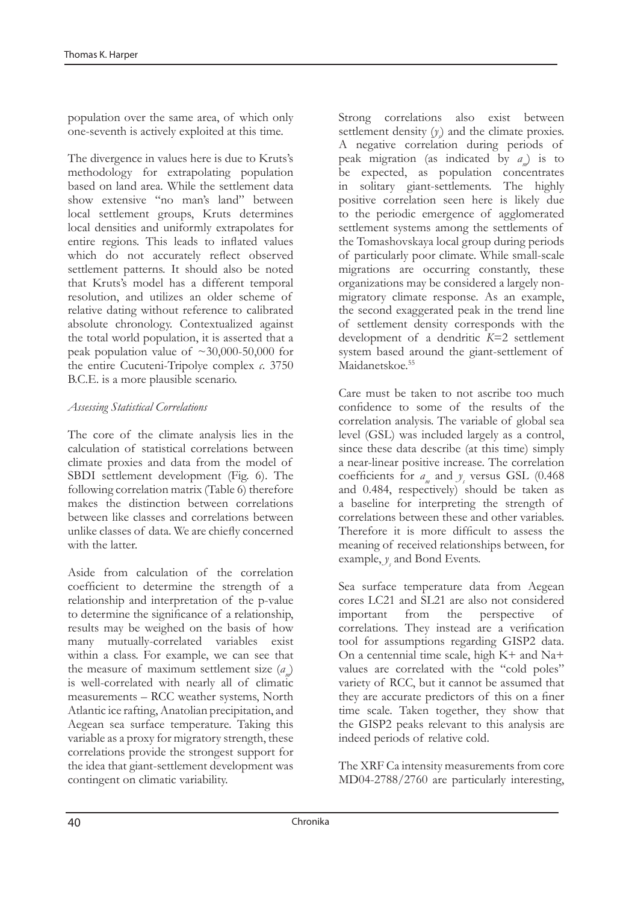population over the same area, of which only one-seventh is actively exploited at this time.

The divergence in values here is due to Kruts's methodology for extrapolating population based on land area. While the settlement data show extensive "no man's land" between local settlement groups, Kruts determines local densities and uniformly extrapolates for entire regions. This leads to inflated values which do not accurately reflect observed settlement patterns. It should also be noted that Kruts's model has a different temporal resolution, and utilizes an older scheme of relative dating without reference to calibrated absolute chronology. Contextualized against the total world population, it is asserted that a peak population value of ~30,000-50,000 for the entire Cucuteni-Tripolye complex *c.* 3750 B.C.E. is a more plausible scenario.

*Assessing Statistical Correlations*

The core of the climate analysis lies in the calculation of statistical correlations between climate proxies and data from the model of SBDI settlement development (Fig. 6). The following correlation matrix (Table 6) therefore makes the distinction between correlations between like classes and correlations between unlike classes of data. We are chiefly concerned with the latter.

Aside from calculation of the correlation coefficient to determine the strength of a relationship and interpretation of the p-value to determine the significance of a relationship, results may be weighed on the basis of how many mutually-correlated variables exist within a class. For example, we can see that the measure of maximum settlement size ($a_m$) is well-correlated with nearly all of climatic measurements – RCC weather systems, North Atlantic ice rafting, Anatolian precipitation, and Aegean sea surface temperature. Taking this variable as a proxy for migratory strength, these correlations provide the strongest support for the idea that giant-settlement development was contingent on climatic variability.

Strong correlations also exist between settlement density ($y_s$) and the climate proxies. A negative correlation during periods of peak migration (as indicated by $a_m$) is to be expected, as population concentrates in solitary giant-settlements. The highly positive correlation seen here is likely due to the periodic emergence of agglomerated settlement systems among the settlements of the Tomashovskaya local group during periods of particularly poor climate. While small-scale migrations are occurring constantly, these organizations may be considered a largely non-migratory climate response. As an example, the second exaggerated peak in the trend line of settlement density corresponds with the development of a dendritic $K$=2 settlement system based around the giant-settlement of Maidanetskoe.[55]

Care must be taken to not ascribe too much confidence to some of the results of the correlation analysis. The variable of global sea level (GSL) was included largely as a control, since these data describe (at this time) simply a near-linear positive increase. The correlation coefficients for $a_m$ and $y_s$ versus GSL (0.468 and 0.484, respectively) should be taken as a baseline for interpreting the strength of correlations between these and other variables. Therefore it is more difficult to assess the meaning of received relationships between, for example, $y_s$ and Bond Events.

Sea surface temperature data from Aegean cores LC21 and SL21 are also not considered important from the perspective of correlations. They instead are a verification tool for assumptions regarding GISP2 data. On a centennial time scale, high $K^+$ and $Na^+$ values are correlated with the "cold poles" variety of RCC, but it cannot be assumed that they are accurate predictors of this on a finer time scale. Taken together, they show that the GISP2 peaks relevant to this analysis are indeed periods of relative cold.

The XRF Ca intensity measurements from core MD04-2788/2760 are particularly interesting,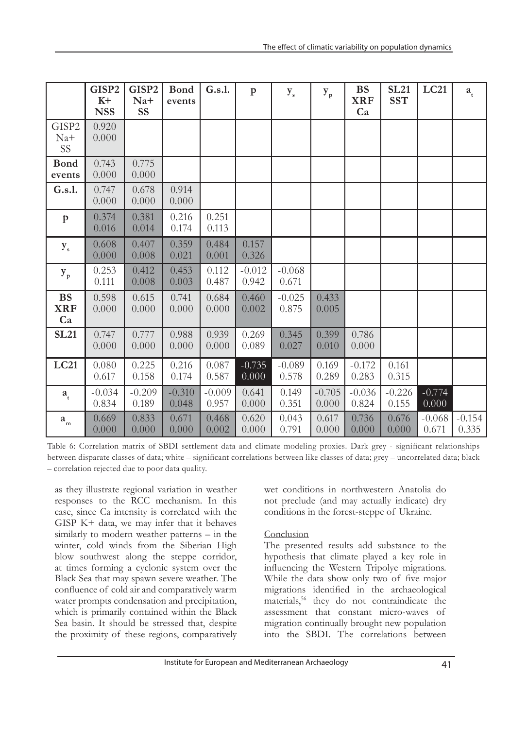| | GISP2 K+ NSS | GISP2 Na+ SS | Bond events | G.s.l. | p | $y_s$ | $y_p$ | BS XRF Ca | SL21 SST | LC21 | $a_t$ |
|---|---|---|---|---|---|---|---|---|---|---|---|
| GISP2 Na+ SS | 0.920 0.000 | | | | | | | | | | |
| **Bond events** | 0.743 0.000 | 0.775 0.000 | | | | | | | | | |
| **G.s.l.** | 0.747 0.000 | 0.678 0.000 | 0.914 0.000 | | | | | | | | |
| **p** | 0.374 0.016 | 0.381 0.014 | 0.216 0.174 | 0.251 0.113 | | | | | | | |
| $y_s$ | 0.608 0.000 | 0.407 0.008 | 0.359 0.021 | 0.484 0.001 | 0.157 0.326 | | | | | | |
| $y_p$ | 0.253 0.111 | 0.412 0.008 | 0.453 0.003 | 0.112 0.487 | -0.012 0.942 | -0.068 0.671 | | | | | |
| **BS XRF Ca** | 0.598 0.000 | 0.615 0.000 | 0.741 0.000 | 0.684 0.000 | 0.460 0.002 | -0.025 0.875 | 0.433 0.005 | | | | |
| **SL21** | 0.747 0.000 | 0.777 0.000 | 0.988 0.000 | 0.939 0.000 | 0.269 0.089 | 0.345 0.027 | 0.399 0.010 | 0.786 0.000 | | | |
| **LC21** | 0.080 0.617 | 0.225 0.158 | 0.216 0.174 | 0.087 0.587 | -0.735 0.000 | -0.089 0.578 | 0.169 0.289 | -0.172 0.283 | 0.161 0.315 | | |
| $a_t$ | -0.034 0.834 | -0.209 0.189 | -0.310 0.048 | -0.009 0.957 | 0.641 0.000 | 0.149 0.351 | -0.705 0.000 | -0.036 0.824 | -0.226 0.155 | -0.774 0.000 | |
| $a_m$ | 0.669 0.000 | 0.833 0.000 | 0.671 0.000 | 0.468 0.002 | 0.620 0.000 | 0.043 0.791 | 0.617 0.000 | 0.736 0.000 | 0.676 0.000 | -0.068 0.671 | -0.154 0.335 |

Table 6: Correlation matrix of SBDI settlement data and climate modeling proxies. Dark grey - significant relationships between disparate classes of data; white – significant correlations between like classes of data; grey – uncorrelated data; black – correlation rejected due to poor data quality.

as they illustrate regional variation in weather responses to the RCC mechanism. In this case, since Ca intensity is correlated with the GISP K+ data, we may infer that it behaves similarly to modern weather patterns – in the winter, cold winds from the Siberian High blow southwest along the steppe corridor, at times forming a cyclonic system over the Black Sea that may spawn severe weather. The confluence of cold air and comparatively warm water prompts condensation and precipitation, which is primarily contained within the Black Sea basin. It should be stressed that, despite the proximity of these regions, comparatively wet conditions in northwestern Anatolia do not preclude (and may actually indicate) dry conditions in the forest-steppe of Ukraine.

## Conclusion

The presented results add substance to the hypothesis that climate played a key role in influencing the Western Tripolye migrations. While the data show only two of five major migrations identified in the archaeological materials,[56] they do not contraindicate the assessment that constant micro-waves of migration continually brought new population into the SBDI. The correlations between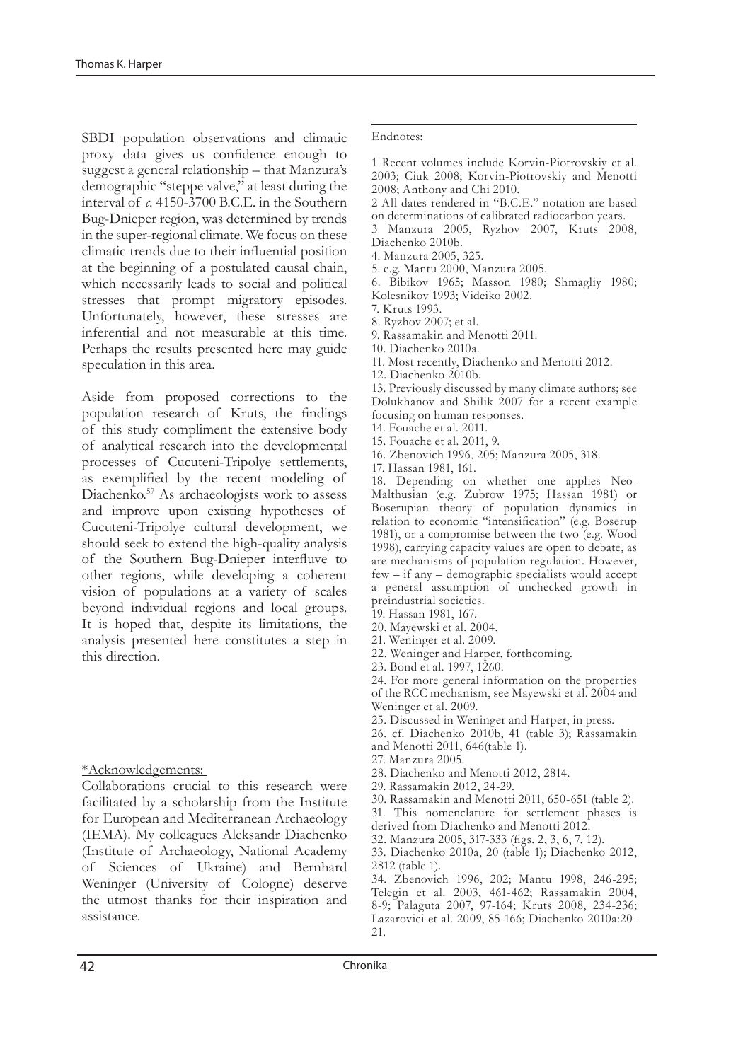SBDI population observations and climatic proxy data gives us confidence enough to suggest a general relationship – that Manzura's demographic "steppe valve," at least during the interval of *c.* 4150-3700 B.C.E. in the Southern Bug-Dnieper region, was determined by trends in the super-regional climate. We focus on these climatic trends due to their influential position at the beginning of a postulated causal chain, which necessarily leads to social and political stresses that prompt migratory episodes. Unfortunately, however, these stresses are inferential and not measurable at this time. Perhaps the results presented here may guide speculation in this area.

Aside from proposed corrections to the population research of Kruts, the findings of this study compliment the extensive body of analytical research into the developmental processes of Cucuteni-Tripolye settlements, as exemplified by the recent modeling of Diachenko.[57] As archaeologists work to assess and improve upon existing hypotheses of Cucuteni-Tripolye cultural development, we should seek to extend the high-quality analysis of the Southern Bug-Dnieper interfluve to other regions, while developing a coherent vision of populations at a variety of scales beyond individual regions and local groups. It is hoped that, despite its limitations, the analysis presented here constitutes a step in this direction.

\*Acknowledgements:

Collaborations crucial to this research were facilitated by a scholarship from the Institute for European and Mediterranean Archaeology (IEMA). My colleagues Aleksandr Diachenko (Institute of Archaeology, National Academy of Sciences of Ukraine) and Bernhard Weninger (University of Cologne) deserve the utmost thanks for their inspiration and assistance.

Endnotes:

1 Recent volumes include Korvin-Piotrovskiy et al. 2003; Ciuk 2008; Korvin-Piotrovskiy and Menotti 2008; Anthony and Chi 2010.

2 All dates rendered in "B.C.E." notation are based on determinations of calibrated radiocarbon years.

3 Manzura 2005, Ryzhov 2007, Kruts 2008, Diachenko 2010b.

4. Manzura 2005, 325.

5. e.g. Mantu 2000, Manzura 2005.

6. Bibikov 1965; Masson 1980; Shmagliy 1980; Kolesnikov 1993; Videiko 2002.

7. Kruts 1993.

8. Ryzhov 2007; et al.

9. Rassamakin and Menotti 2011.

10. Diachenko 2010a.

11. Most recently, Diachenko and Menotti 2012.

12. Diachenko 2010b.

13. Previously discussed by many climate authors; see Dolukhanov and Shilik 2007 for a recent example focusing on human responses.

14. Fouache et al. 2011.

15. Fouache et al. 2011, 9.

16. Zbenovich 1996, 205; Manzura 2005, 318.

17. Hassan 1981, 161.

18. Depending on whether one applies Neo-Malthusian (e.g. Zubrow 1975; Hassan 1981) or Boserupian theory of population dynamics in relation to economic "intensification" (e.g. Boserup 1981), or a compromise between the two (e.g. Wood 1998), carrying capacity values are open to debate, as are mechanisms of population regulation. However, few – if any – demographic specialists would accept a general assumption of unchecked growth in preindustrial societies.

19. Hassan 1981, 167.

20. Mayewski et al. 2004.

21. Weninger et al. 2009.

22. Weninger and Harper, forthcoming.

23. Bond et al. 1997, 1260.

24. For more general information on the properties of the RCC mechanism, see Mayewski et al. 2004 and Weninger et al. 2009.

25. Discussed in Weninger and Harper, in press.

26. cf. Diachenko 2010b, 41 (table 3); Rassamakin and Menotti 2011, 646(table 1).

27. Manzura 2005.

28. Diachenko and Menotti 2012, 2814.

29. Rassamakin 2012, 24-29.

30. Rassamakin and Menotti 2011, 650-651 (table 2).

31. This nomenclature for settlement phases is derived from Diachenko and Menotti 2012.

32. Manzura 2005, 317-333 (figs. 2, 3, 6, 7, 12).

33. Diachenko 2010a, 20 (table 1); Diachenko 2012, 2812 (table 1).

34. Zbenovich 1996, 202; Mantu 1998, 246-295; Telegin et al. 2003, 461-462; Rassamakin 2004, 8-9; Palaguta 2007, 97-164; Kruts 2008, 234-236; Lazarovici et al. 2009, 85-166; Diachenko 2010a:20-21.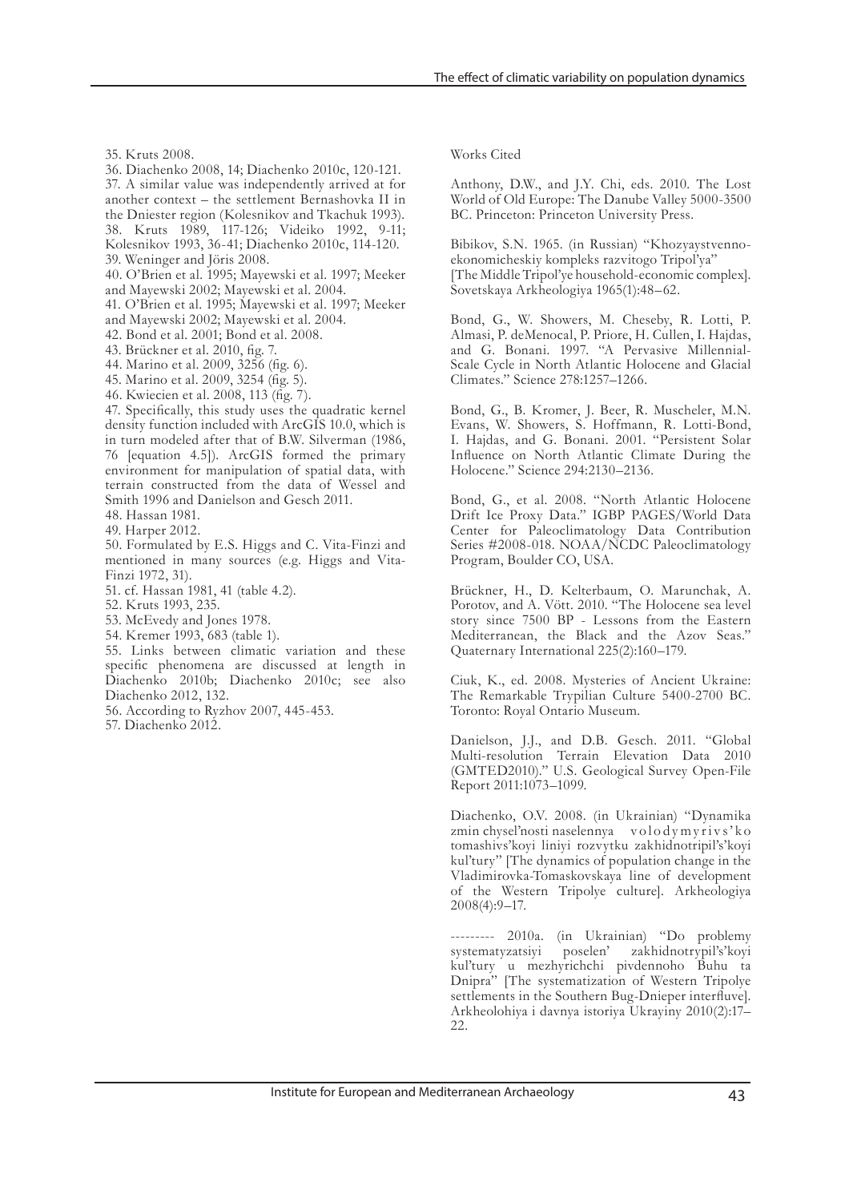35. Kruts 2008.
36. Diachenko 2008, 14; Diachenko 2010c, 120-121.
37. A similar value was independently arrived at for another context – the settlement Bernashovka II in the Dniester region (Kolesnikov and Tkachuk 1993).
38. Kruts 1989, 117-126; Videiko 1992, 9-11; Kolesnikov 1993, 36-41; Diachenko 2010c, 114-120.
39. Weninger and Jöris 2008.
40. O'Brien et al. 1995; Mayewski et al. 1997; Meeker and Mayewski 2002; Mayewski et al. 2004.
41. O'Brien et al. 1995; Mayewski et al. 1997; Meeker and Mayewski 2002; Mayewski et al. 2004.
42. Bond et al. 2001; Bond et al. 2008.
43. Brückner et al. 2010, fig. 7.
44. Marino et al. 2009, 3256 (fig. 6).
45. Marino et al. 2009, 3254 (fig. 5).
46. Kwiecien et al. 2008, 113 (fig. 7).
47. Specifically, this study uses the quadratic kernel density function included with ArcGIS 10.0, which is in turn modeled after that of B.W. Silverman (1986, 76 [equation 4.5]). ArcGIS formed the primary environment for manipulation of spatial data, with terrain constructed from the data of Wessel and Smith 1996 and Danielson and Gesch 2011.
48. Hassan 1981.
49. Harper 2012.
50. Formulated by E.S. Higgs and C. Vita-Finzi and mentioned in many sources (e.g. Higgs and Vita-Finzi 1972, 31).
51. cf. Hassan 1981, 41 (table 4.2).
52. Kruts 1993, 235.
53. McEvedy and Jones 1978.
54. Kremer 1993, 683 (table 1).
55. Links between climatic variation and these specific phenomena are discussed at length in Diachenko 2010b; Diachenko 2010c; see also Diachenko 2012, 132.
56. According to Ryzhov 2007, 445-453.
57. Diachenko 2012.

## Works Cited

Anthony, D.W., and J.Y. Chi, eds. 2010. The Lost World of Old Europe: The Danube Valley 5000-3500 BC. Princeton: Princeton University Press.

Bibikov, S.N. 1965. (in Russian) "Khozyaystvenno-ekonomicheskiy kompleks razvitogo Tripol'ya" [The Middle Tripol'ye household-economic complex]. Sovetskaya Arkheologiya 1965(1):48–62.

Bond, G., W. Showers, M. Cheseby, R. Lotti, P. Almasi, P. deMenocal, P. Priore, H. Cullen, I. Hajdas, and G. Bonani. 1997. "A Pervasive Millennial-Scale Cycle in North Atlantic Holocene and Glacial Climates." Science 278:1257–1266.

Bond, G., B. Kromer, J. Beer, R. Muscheler, M.N. Evans, W. Showers, S. Hoffmann, R. Lotti-Bond, I. Hajdas, and G. Bonani. 2001. "Persistent Solar Influence on North Atlantic Climate During the Holocene." Science 294:2130–2136.

Bond, G., et al. 2008. "North Atlantic Holocene Drift Ice Proxy Data." IGBP PAGES/World Data Center for Paleoclimatology Data Contribution Series #2008-018. NOAA/NCDC Paleoclimatology Program, Boulder CO, USA.

Brückner, H., D. Kelterbaum, O. Marunchak, A. Porotov, and A. Vött. 2010. "The Holocene sea level story since 7500 BP - Lessons from the Eastern Mediterranean, the Black and the Azov Seas." Quaternary International 225(2):160–179.

Ciuk, K., ed. 2008. Mysteries of Ancient Ukraine: The Remarkable Trypilian Culture 5400-2700 BC. Toronto: Royal Ontario Museum.

Danielson, J.J., and D.B. Gesch. 2011. "Global Multi-resolution Terrain Elevation Data 2010 (GMTED2010)." U.S. Geological Survey Open-File Report 2011:1073–1099.

Diachenko, O.V. 2008. (in Ukrainian) "Dynamika zmin chysel'nosti naselennya volodymyrivs'ko tomashivs'koi liniyi rozvytku zakhidnotripil's'koi kul'tury" [The dynamics of population change in the Vladimirovka-Tomaskovskaya line of development of the Western Tripolye culture]. Arkheologiya 2008(4):9–17.

--------- 2010a. (in Ukrainian) "Do problemy systematyzatsiyi poselen' zakhidnotrypil's'koyi kul'tury u mezhyrichchi pivdennoho Buhu ta Dnipra" [The systematization of Western Tripolye settlements in the Southern Bug-Dnieper interfluve]. Arkheolohiya i davnya istoriya Ukrayiny 2010(2):17–22.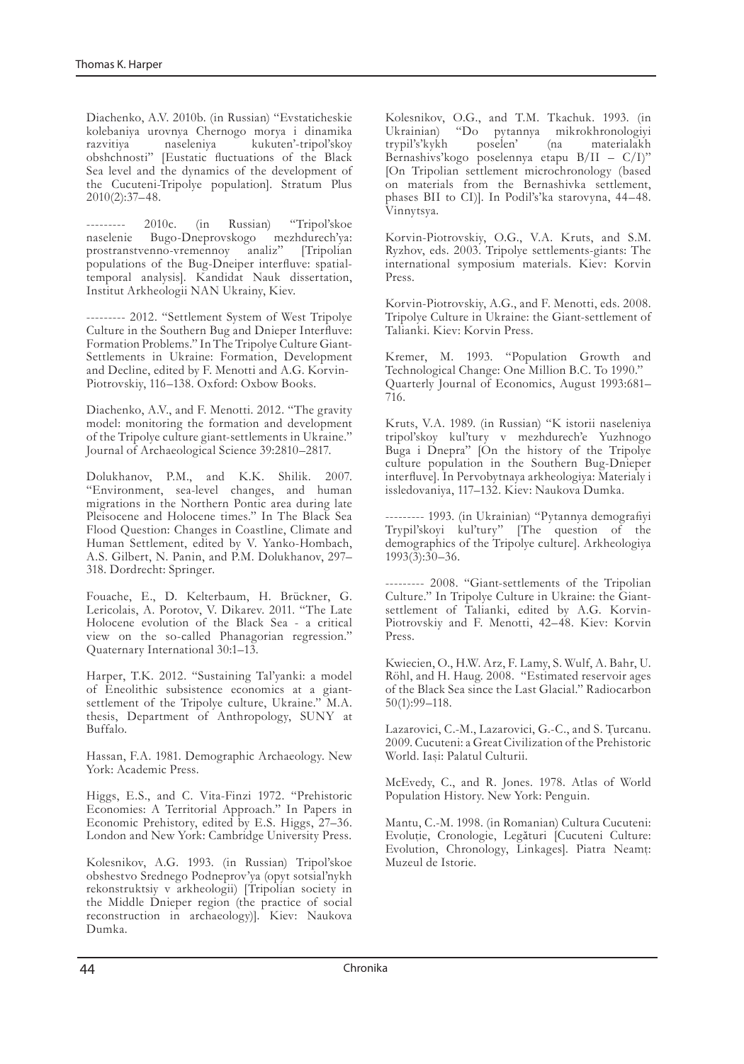Diachenko, A.V. 2010b. (in Russian) "Evstaticheskie kolebaniya urovnya Chernogo morya i dinamika razvitiya naseleniya kukuten'-tripol'skoy obshchnosti" [Eustatic fluctuations of the Black Sea level and the dynamics of the development of the Cucuteni-Tripolye population]. Stratum Plus 2010(2):37–48.

--------- 2010c. (in Russian) "Tripol'skoe naselenie Bugo-Dneprovskogo mezhdurech'ya: prostranstvenno-vremennoy analiz" [Tripolian populations of the Bug-Dneiper interfluve: spatial-temporal analysis]. Kandidat Nauk dissertation, Institut Arkheologii NAN Ukrainy, Kiev.

--------- 2012. "Settlement System of West Tripolye Culture in the Southern Bug and Dnieper Interfluve: Formation Problems." In The Tripolye Culture Giant-Settlements in Ukraine: Formation, Development and Decline, edited by F. Menotti and A.G. Korvin-Piotrovskiy, 116–138. Oxford: Oxbow Books.

Diachenko, A.V., and F. Menotti. 2012. "The gravity model: monitoring the formation and development of the Tripolye culture giant-settlements in Ukraine." Journal of Archaeological Science 39:2810–2817.

Dolukhanov, P.M., and K.K. Shilik. 2007. "Environment, sea-level changes, and human migrations in the Northern Pontic area during late Pleisocene and Holocene times." In The Black Sea Flood Question: Changes in Coastline, Climate and Human Settlement, edited by V. Yanko-Hombach, A.S. Gilbert, N. Panin, and P.M. Dolukhanov, 297–318. Dordrecht: Springer.

Fouache, E., D. Kelterbaum, H. Brückner, G. Lericolais, A. Porotov, V. Dikarev. 2011. "The Late Holocene evolution of the Black Sea - a critical view on the so-called Phanagorian regression." Quaternary International 30:1–13.

Harper, T.K. 2012. "Sustaining Tal'yanki: a model of Eneolithic subsistence economics at a giant-settlement of the Tripolye culture, Ukraine." M.A. thesis, Department of Anthropology, SUNY at Buffalo.

Hassan, F.A. 1981. Demographic Archaeology. New York: Academic Press.

Higgs, E.S., and C. Vita-Finzi 1972. "Prehistoric Economies: A Territorial Approach." In Papers in Economic Prehistory, edited by E.S. Higgs, 27–36. London and New York: Cambridge University Press.

Kolesnikov, A.G. 1993. (in Russian) Tripol'skoe obshestvo Srednego Podneprov'ya (opyt sotsial'nykh rekonstruktsiy v arkheologii) [Tripolian society in the Middle Dnieper region (the practice of social reconstruction in archaeology)]. Kiev: Naukova Dumka.

Kolesnikov, O.G., and T.M. Tkachuk. 1993. (in Ukrainian) "Do pytannya mikrokhronologiyi trypil's'kykh poselen' (na materialakh Bernashivs'kogo poselennya etapu B/II – C/I)" [On Tripolian settlement microchronology (based on materials from the Bernashivka settlement, phases BII to CI)]. In Podil's'ka starovyna, 44–48. Vinnytsya.

Korvin-Piotrovskiy, O.G., V.A. Kruts, and S.M. Ryzhov, eds. 2003. Tripolye settlements-giants: The international symposium materials. Kiev: Korvin Press.

Korvin-Piotrovskiy, A.G., and F. Menotti, eds. 2008. Tripolye Culture in Ukraine: the Giant-settlement of Talianki. Kiev: Korvin Press.

Kremer, M. 1993. "Population Growth and Technological Change: One Million B.C. To 1990." Quarterly Journal of Economics, August 1993:681–716.

Kruts, V.A. 1989. (in Russian) "K istorii naseleniya tripol'skoy kul'tury v mezhdurech'e Yuzhnogo Buga i Dnepra" [On the history of the Tripolye culture population in the Southern Bug-Dnieper interfluve]. In Pervobytnaya arkheologiya: Materialy i issledovaniya, 117–132. Kiev: Naukova Dumka.

--------- 1993. (in Ukrainian) "Pytannya demografiyi Trypil'skoyi kul'tury" [The question of the demographics of the Tripolye culture]. Arkheologiya 1993(3):30–36.

--------- 2008. "Giant-settlements of the Tripolian Culture." In Tripolye Culture in Ukraine: the Giant-settlement of Talianki, edited by A.G. Korvin-Piotrovskiy and F. Menotti, 42–48. Kiev: Korvin Press.

Kwiecien, O., H.W. Arz, F. Lamy, S. Wulf, A. Bahr, U. Röhl, and H. Haug. 2008. "Estimated reservoir ages of the Black Sea since the Last Glacial." Radiocarbon 50(1):99–118.

Lazarovici, C.-M., Lazarovici, G.-C., and S. Ţurcanu. 2009. Cucuteni: a Great Civilization of the Prehistoric World. Iași: Palatul Culturii.

McEvedy, C., and R. Jones. 1978. Atlas of World Population History. New York: Penguin.

Mantu, C.-M. 1998. (in Romanian) Cultura Cucuteni: Evoluție, Cronologie, Legături [Cucuteni Culture: Evolution, Chronology, Linkages]. Piatra Neamț: Muzeul de Istorie.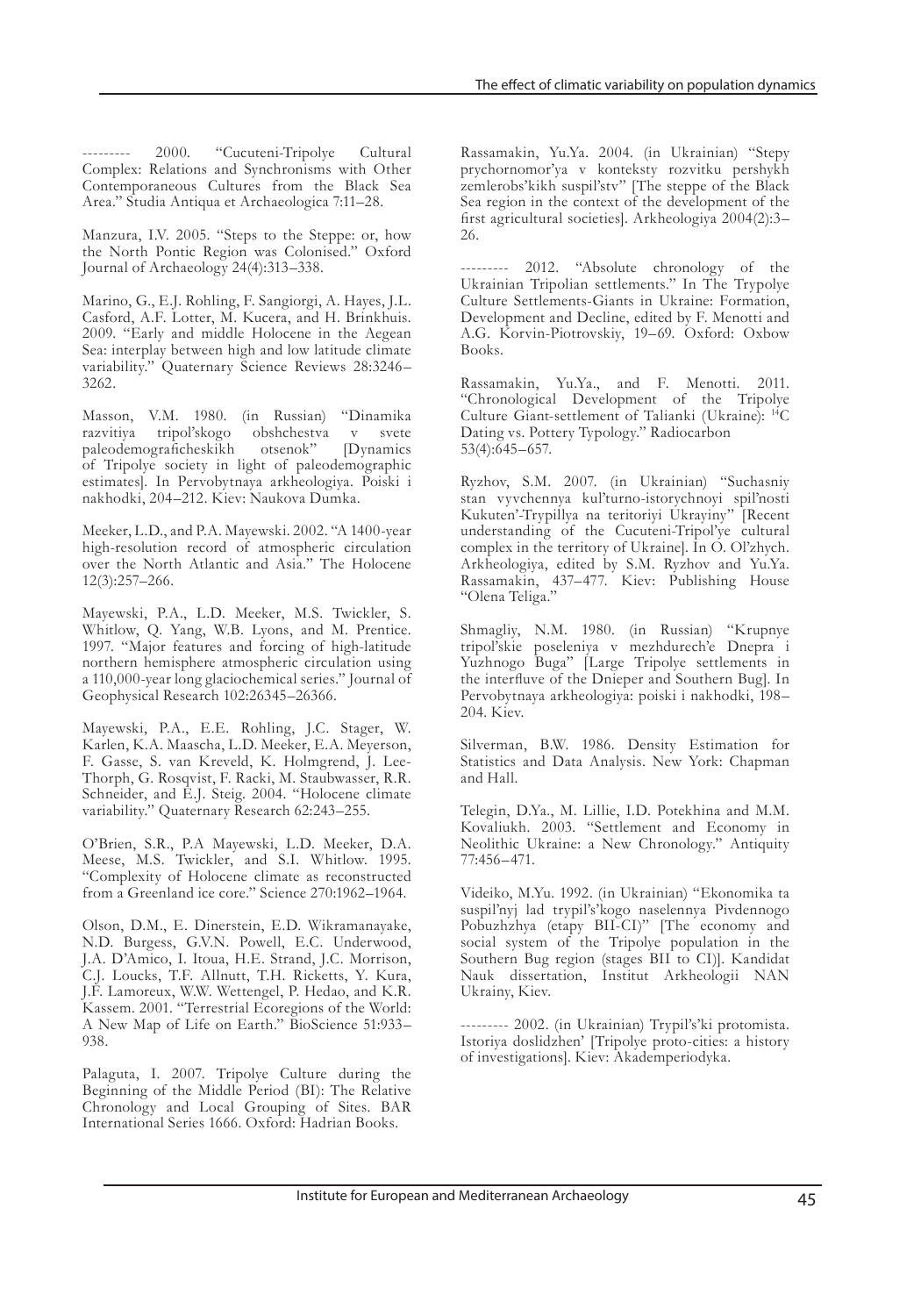--------- 2000. "Cucuteni-Tripolye Cultural Complex: Relations and Synchronisms with Other Contemporaneous Cultures from the Black Sea Area." Studia Antiqua et Archaeologica 7:11–28.

Manzura, I.V. 2005. "Steps to the Steppe: or, how the North Pontic Region was Colonised." Oxford Journal of Archaeology 24(4):313–338.

Marino, G., E.J. Rohling, F. Sangiorgi, A. Hayes, J.L. Casford, A.F. Lotter, M. Kucera, and H. Brinkhuis. 2009. "Early and middle Holocene in the Aegean Sea: interplay between high and low latitude climate variability." Quaternary Science Reviews 28:3246–3262.

Masson, V.M. 1980. (in Russian) "Dinamika razvitiya tripol'skogo obshchestva v svete paleodemograficheskikh otsenok" [Dynamics of Tripolye society in light of paleodemographic estimates]. In Pervobytnaya arkheologiya. Poiski i nakhodki, 204–212. Kiev: Naukova Dumka.

Meeker, L.D., and P.A. Mayewski. 2002. "A 1400-year high-resolution record of atmospheric circulation over the North Atlantic and Asia." The Holocene 12(3):257–266.

Mayewski, P.A., L.D. Meeker, M.S. Twickler, S. Whitlow, Q. Yang, W.B. Lyons, and M. Prentice. 1997. "Major features and forcing of high-latitude northern hemisphere atmospheric circulation using a 110,000-year long glaciochemical series." Journal of Geophysical Research 102:26345–26366.

Mayewski, P.A., E.E. Rohling, J.C. Stager, W. Karlen, K.A. Maascha, L.D. Meeker, E.A. Meyerson, F. Gasse, S. van Kreveld, K. Holmgrend, J. Lee-Thorph, G. Rosqvist, F. Racki, M. Staubwasser, R.R. Schneider, and E.J. Steig. 2004. "Holocene climate variability." Quaternary Research 62:243–255.

O'Brien, S.R., P.A Mayewski, L.D. Meeker, D.A. Meese, M.S. Twickler, and S.I. Whitlow. 1995. "Complexity of Holocene climate as reconstructed from a Greenland ice core." Science 270:1962–1964.

Olson, D.M., E. Dinerstein, E.D. Wikramanayake, N.D. Burgess, G.V.N. Powell, E.C. Underwood, J.A. D'Amico, I. Itoua, H.E. Strand, J.C. Morrison, C.J. Loucks, T.F. Allnutt, T.H. Ricketts, Y. Kura, J.F. Lamoreux, W.W. Wettengel, P. Hedao, and K.R. Kassem. 2001. "Terrestrial Ecoregions of the World: A New Map of Life on Earth." BioScience 51:933–938.

Palaguta, I. 2007. Tripolye Culture during the Beginning of the Middle Period (BI): The Relative Chronology and Local Grouping of Sites. BAR International Series 1666. Oxford: Hadrian Books.

Rassamakin, Yu.Ya. 2004. (in Ukrainian) "Stepy prychornomor'ya v konteksty rozvitku pershykh zemlerobs'kikh suspil'stv" [The steppe of the Black Sea region in the context of the development of the first agricultural societies]. Arkheologiya 2004(2):3–26.

--------- 2012. "Absolute chronology of the Ukrainian Tripolian settlements." In The Trypolye Culture Settlements-Giants in Ukraine: Formation, Development and Decline, edited by F. Menotti and A.G. Korvin-Piotrovskiy, 19–69. Oxford: Oxbow Books.

Rassamakin, Yu.Ya., and F. Menotti. 2011. "Chronological Development of the Tripolye Culture Giant-settlement of Talianki (Ukraine): $^{14}$C Dating vs. Pottery Typology." Radiocarbon 53(4):645–657.

Ryzhov, S.M. 2007. (in Ukrainian) "Suchasniy stan vyvchennya kul'turno-istorychnoyi spil'nosti Kukuten'-Trypillya na teritoriyi Ukrayiny" [Recent understanding of the Cucuteni-Tripol'ye cultural complex in the territory of Ukraine]. In O. Ol'zhych. Arkheologiya, edited by S.M. Ryzhov and Yu.Ya. Rassamakin, 437–477. Kiev: Publishing House "Olena Teliga."

Shmagliy, N.M. 1980. (in Russian) "Krupnye tripol'skie poseleniya v mezhdurech'e Dnepra i Yuzhnogo Buga" [Large Tripolye settlements in the interfluve of the Dnieper and Southern Bug]. In Pervobytnaya arkheologiya: poiski i nakhodki, 198–204. Kiev.

Silverman, B.W. 1986. Density Estimation for Statistics and Data Analysis. New York: Chapman and Hall.

Telegin, D.Ya., M. Lillie, I.D. Potekhina and M.M. Kovaliukh. 2003. "Settlement and Economy in Neolithic Ukraine: a New Chronology." Antiquity 77:456–471.

Videiko, M.Yu. 1992. (in Ukrainian) "Ekonomika ta suspil'nyj lad trypil's'kogo naselennya Pivdennogo Pobuzhzhya (etapy BII-CI)" [The economy and social system of the Tripolye population in the Southern Bug region (stages BII to CI)]. Kandidat Nauk dissertation, Institut Arkheologii NAN Ukrainy, Kiev.

--------- 2002. (in Ukrainian) Trypil's'ki protomista. Istoriya doslidzhen' [Tripolye proto-cities: a history of investigations]. Kiev: Akademperiodyka.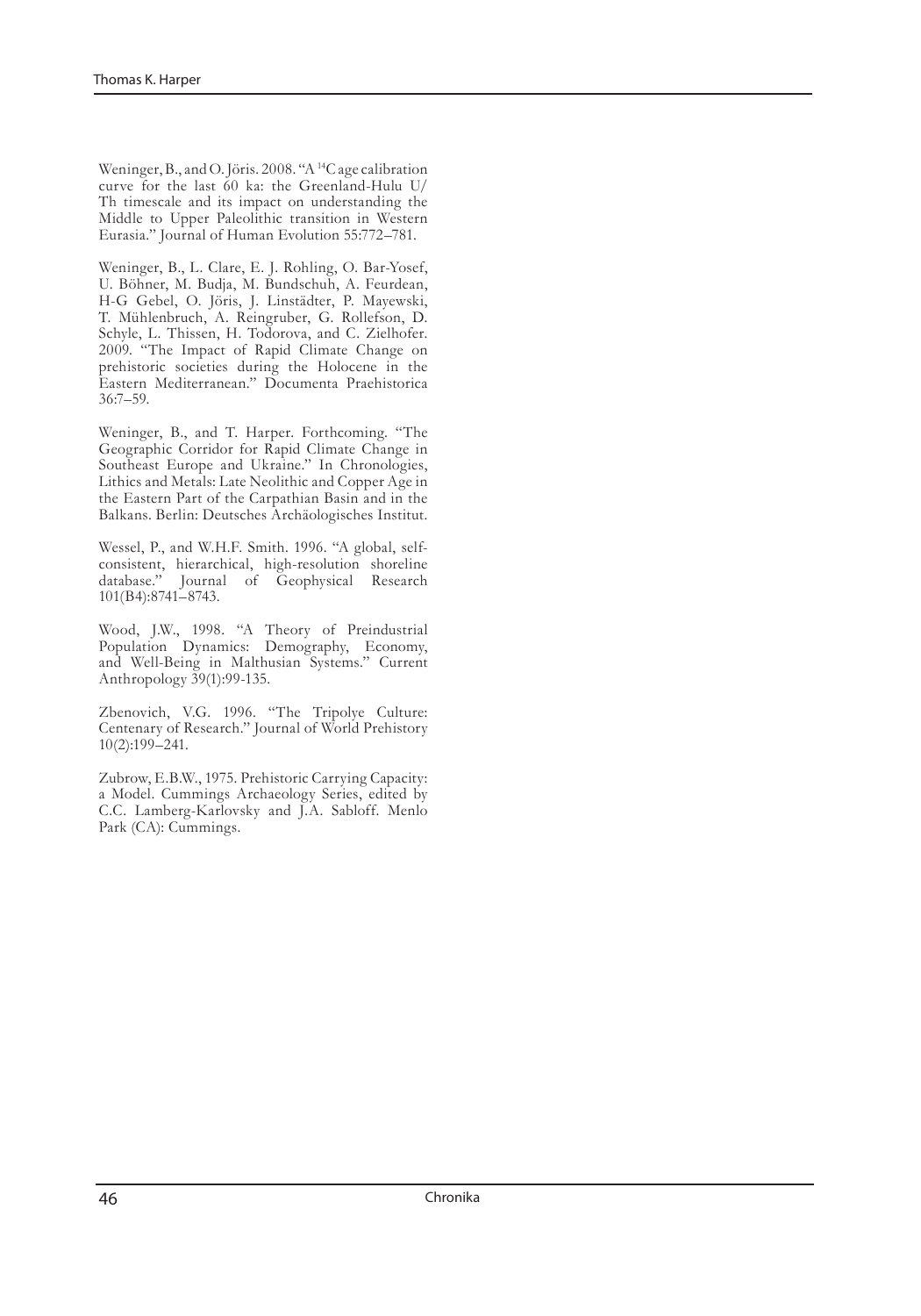Weninger, B., and O. Jöris. 2008. "A $^{14}C$ age calibration curve for the last 60 ka: the Greenland-Hulu U/Th timescale and its impact on understanding the Middle to Upper Paleolithic transition in Western Eurasia." Journal of Human Evolution 55:772–781.

Weninger, B., L. Clare, E. J. Rohling, O. Bar-Yosef, U. Böhner, M. Budja, M. Bundschuh, A. Feurdean, H-G Gebel, O. Jöris, J. Linstädter, P. Mayewski, T. Mühlenbruch, A. Reingruber, G. Rollefson, D. Schyle, L. Thissen, H. Todorova, and C. Zielhofer. 2009. "The Impact of Rapid Climate Change on prehistoric societies during the Holocene in the Eastern Mediterranean." Documenta Praehistorica 36:7–59.

Weninger, B., and T. Harper. Forthcoming. "The Geographic Corridor for Rapid Climate Change in Southeast Europe and Ukraine." In Chronologies, Lithics and Metals: Late Neolithic and Copper Age in the Eastern Part of the Carpathian Basin and in the Balkans. Berlin: Deutsches Archäologisches Institut.

Wessel, P., and W.H.F. Smith. 1996. "A global, self-consistent, hierarchical, high-resolution shoreline database." Journal of Geophysical Research 101(B4):8741–8743.

Wood, J.W., 1998. "A Theory of Preindustrial Population Dynamics: Demography, Economy, and Well-Being in Malthusian Systems." Current Anthropology 39(1):99-135.

Zbenovich, V.G. 1996. "The Tripolye Culture: Centenary of Research." Journal of World Prehistory 10(2):199–241.

Zubrow, E.B.W., 1975. Prehistoric Carrying Capacity: a Model. Cummings Archaeology Series, edited by C.C. Lamberg-Karlovsky and J.A. Sabloff. Menlo Park (CA): Cummings.